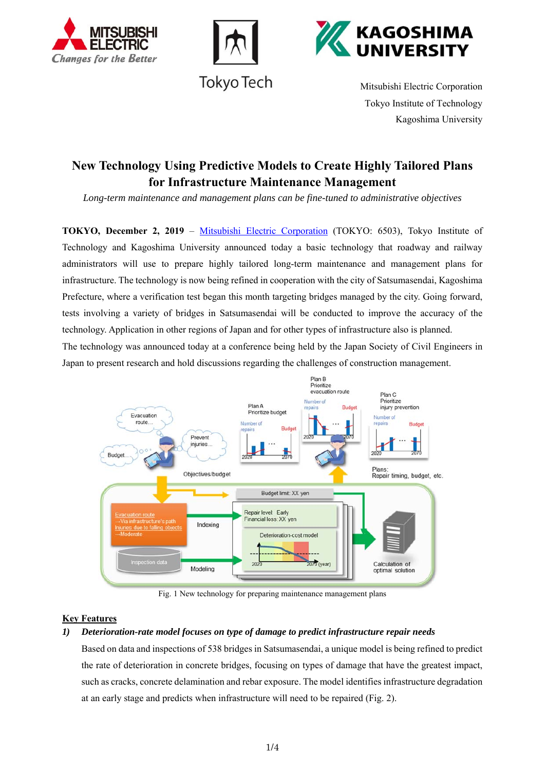Mitsubishi Electric Corporation
Tokyo Institute of Technology
Kagoshima University

# New Technology Using Predictive Models to Create Highly Tailored Plans for Infrastructure Maintenance Management

*Long-term maintenance and management plans can be fine-tuned to administrative objectives*

**TOKYO, December 2, 2019** – Mitsubishi Electric Corporation (TOKYO: 6503), Tokyo Institute of Technology and Kagoshima University announced today a basic technology that roadway and railway administrators will use to prepare highly tailored long-term maintenance and management plans for infrastructure. The technology is now being refined in cooperation with the city of Satsumasendai, Kagoshima Prefecture, where a verification test began this month targeting bridges managed by the city. Going forward, tests involving a variety of bridges in Satsumasendai will be conducted to improve the accuracy of the technology. Application in other regions of Japan and for other types of infrastructure also is planned.

The technology was announced today at a conference being held by the Japan Society of Civil Engineers in Japan to present research and hold discussions regarding the challenges of construction management.

Fig. 1 New technology for preparing maintenance management plans

## Key Features

### 1) *Deterioration-rate model focuses on type of damage to predict infrastructure repair needs*

Based on data and inspections of 538 bridges in Satsumasendai, a unique model is being refined to predict the rate of deterioration in concrete bridges, focusing on types of damage that have the greatest impact, such as cracks, concrete delamination and rebar exposure. The model identifies infrastructure degradation at an early stage and predicts when infrastructure will need to be repaired (Fig. 2).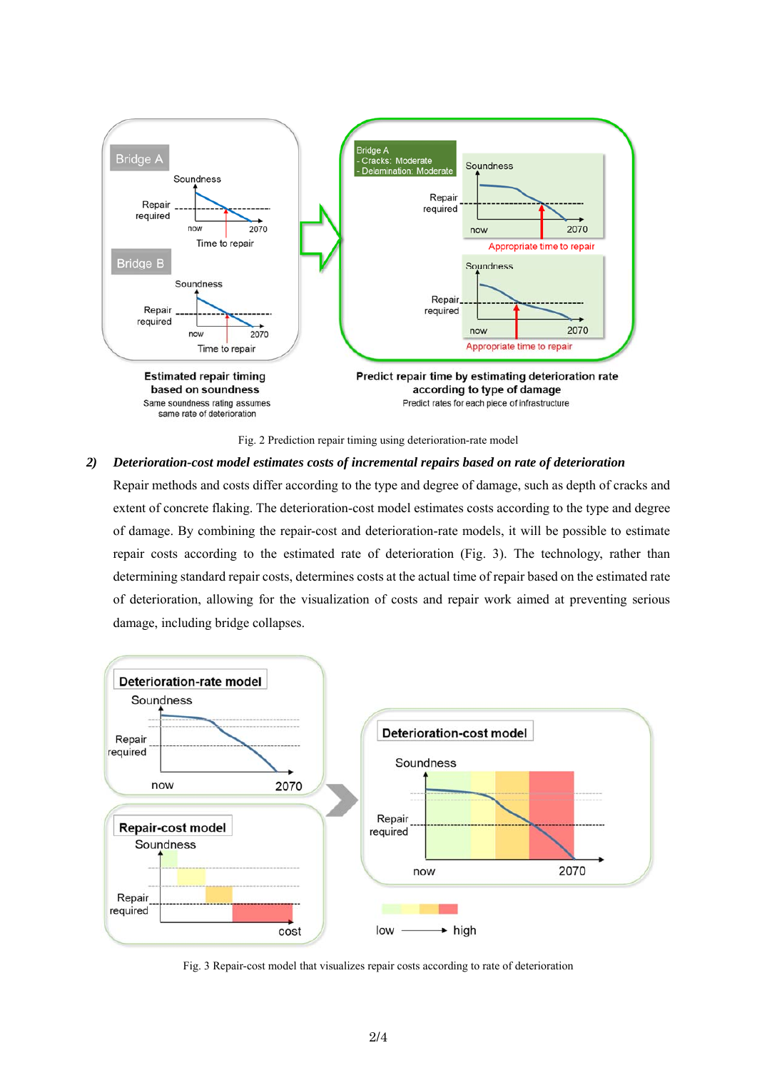Fig. 2 Prediction repair timing using deterioration-rate model

**2)** ***Deterioration-cost model estimates costs of incremental repairs based on rate of deterioration***

Repair methods and costs differ according to the type and degree of damage, such as depth of cracks and extent of concrete flaking. The deterioration-cost model estimates costs according to the type and degree of damage. By combining the repair-cost and deterioration-rate models, it will be possible to estimate repair costs according to the estimated rate of deterioration (Fig. 3). The technology, rather than determining standard repair costs, determines costs at the actual time of repair based on the estimated rate of deterioration, allowing for the visualization of costs and repair work aimed at preventing serious damage, including bridge collapses.

Fig. 3 Repair-cost model that visualizes repair costs according to rate of deterioration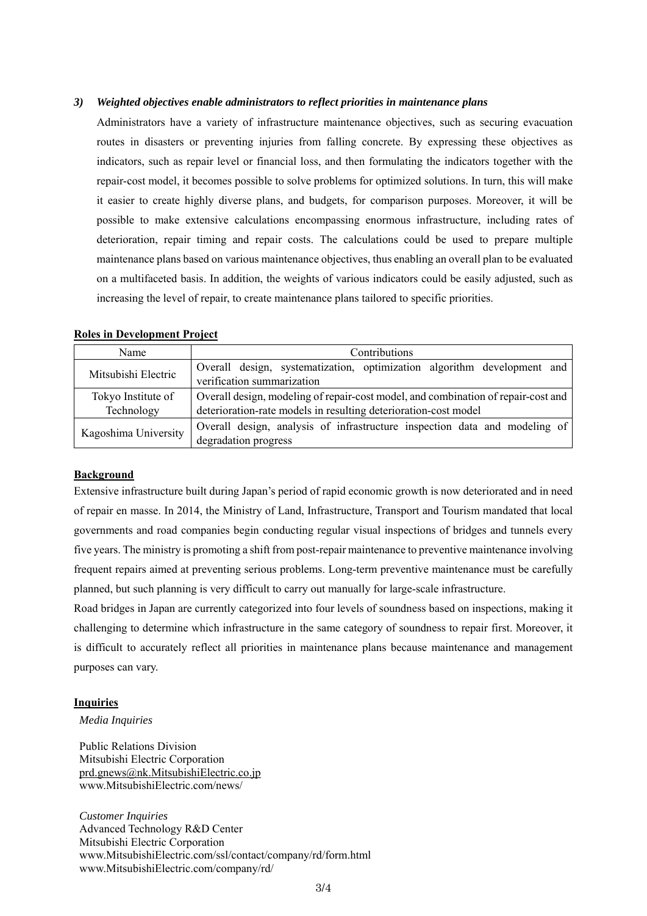***3) Weighted objectives enable administrators to reflect priorities in maintenance plans***

Administrators have a variety of infrastructure maintenance objectives, such as securing evacuation routes in disasters or preventing injuries from falling concrete. By expressing these objectives as indicators, such as repair level or financial loss, and then formulating the indicators together with the repair-cost model, it becomes possible to solve problems for optimized solutions. In turn, this will make it easier to create highly diverse plans, and budgets, for comparison purposes. Moreover, it will be possible to make extensive calculations encompassing enormous infrastructure, including rates of deterioration, repair timing and repair costs. The calculations could be used to prepare multiple maintenance plans based on various maintenance objectives, thus enabling an overall plan to be evaluated on a multifaceted basis. In addition, the weights of various indicators could be easily adjusted, such as increasing the level of repair, to create maintenance plans tailored to specific priorities.

**Roles in Development Project**

| Name | Contributions |
|---|---|
| Mitsubishi Electric | Overall design, systematization, optimization algorithm development and verification summarization |
| Tokyo Institute of Technology | Overall design, modeling of repair-cost model, and combination of repair-cost and deterioration-rate models in resulting deterioration-cost model |
| Kagoshima University | Overall design, analysis of infrastructure inspection data and modeling of degradation progress |

**Background**

Extensive infrastructure built during Japan's period of rapid economic growth is now deteriorated and in need of repair en masse. In 2014, the Ministry of Land, Infrastructure, Transport and Tourism mandated that local governments and road companies begin conducting regular visual inspections of bridges and tunnels every five years. The ministry is promoting a shift from post-repair maintenance to preventive maintenance involving frequent repairs aimed at preventing serious problems. Long-term preventive maintenance must be carefully planned, but such planning is very difficult to carry out manually for large-scale infrastructure.

Road bridges in Japan are currently categorized into four levels of soundness based on inspections, making it challenging to determine which infrastructure in the same category of soundness to repair first. Moreover, it is difficult to accurately reflect all priorities in maintenance plans because maintenance and management purposes can vary.

**Inquiries**

*Media Inquiries*

Public Relations Division
Mitsubishi Electric Corporation
prd.gnews@nk.MitsubishiElectric.co.jp
www.MitsubishiElectric.com/news/

*Customer Inquiries*
Advanced Technology R&D Center
Mitsubishi Electric Corporation
www.MitsubishiElectric.com/ssl/contact/company/rd/form.html
www.MitsubishiElectric.com/company/rd/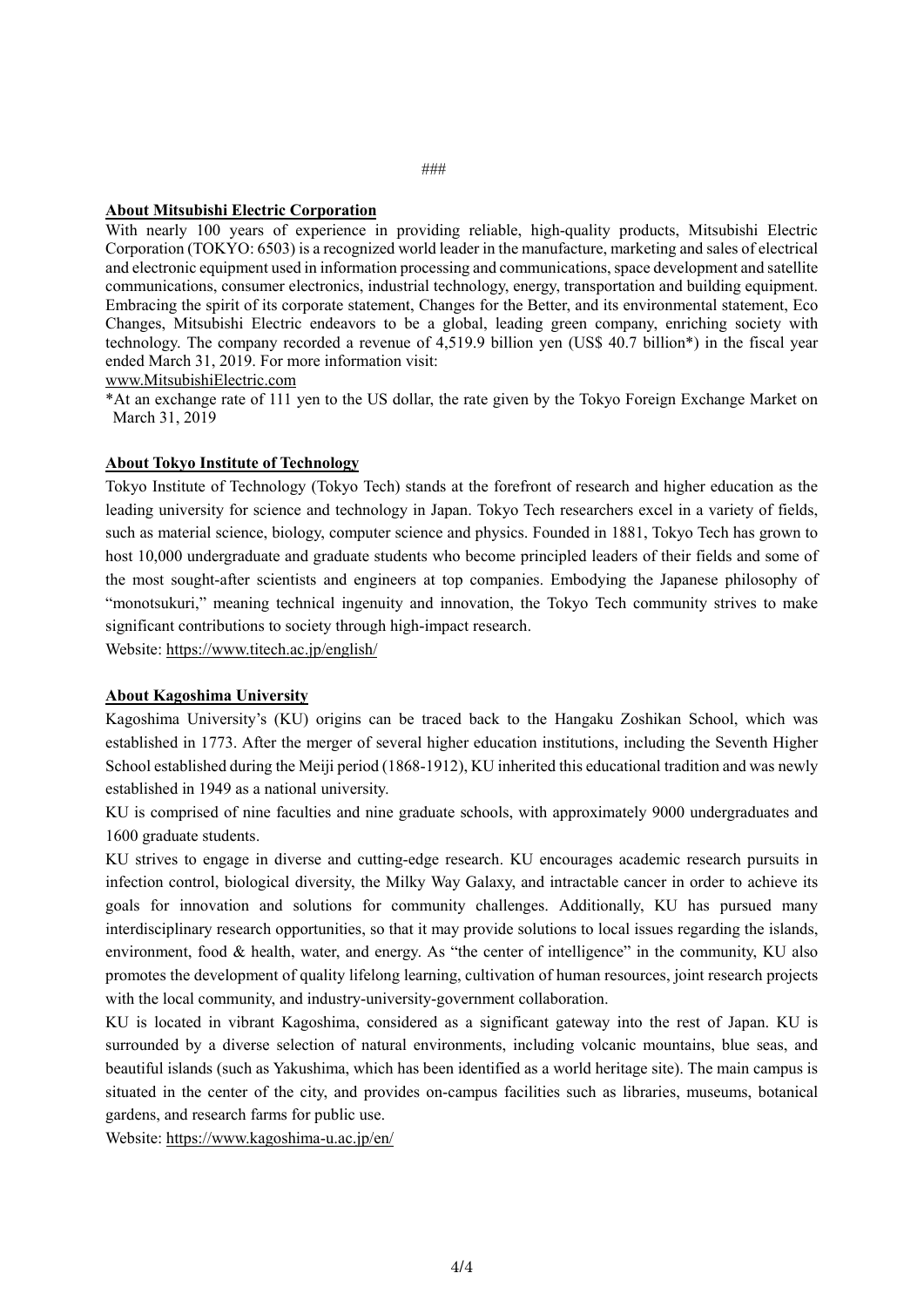###

**About Mitsubishi Electric Corporation**

With nearly 100 years of experience in providing reliable, high-quality products, Mitsubishi Electric Corporation (TOKYO: 6503) is a recognized world leader in the manufacture, marketing and sales of electrical and electronic equipment used in information processing and communications, space development and satellite communications, consumer electronics, industrial technology, energy, transportation and building equipment. Embracing the spirit of its corporate statement, Changes for the Better, and its environmental statement, Eco Changes, Mitsubishi Electric endeavors to be a global, leading green company, enriching society with technology. The company recorded a revenue of 4,519.9 billion yen (US$ 40.7 billion*) in the fiscal year ended March 31, 2019. For more information visit:
www.MitsubishiElectric.com

*At an exchange rate of 111 yen to the US dollar, the rate given by the Tokyo Foreign Exchange Market on March 31, 2019

**About Tokyo Institute of Technology**

Tokyo Institute of Technology (Tokyo Tech) stands at the forefront of research and higher education as the leading university for science and technology in Japan. Tokyo Tech researchers excel in a variety of fields, such as material science, biology, computer science and physics. Founded in 1881, Tokyo Tech has grown to host 10,000 undergraduate and graduate students who become principled leaders of their fields and some of the most sought-after scientists and engineers at top companies. Embodying the Japanese philosophy of "monotsukuri," meaning technical ingenuity and innovation, the Tokyo Tech community strives to make significant contributions to society through high-impact research.

Website: https://www.titech.ac.jp/english/

**About Kagoshima University**

Kagoshima University's (KU) origins can be traced back to the Hangaku Zoshikan School, which was established in 1773. After the merger of several higher education institutions, including the Seventh Higher School established during the Meiji period (1868-1912), KU inherited this educational tradition and was newly established in 1949 as a national university.

KU is comprised of nine faculties and nine graduate schools, with approximately 9000 undergraduates and 1600 graduate students.

KU strives to engage in diverse and cutting-edge research. KU encourages academic research pursuits in infection control, biological diversity, the Milky Way Galaxy, and intractable cancer in order to achieve its goals for innovation and solutions for community challenges. Additionally, KU has pursued many interdisciplinary research opportunities, so that it may provide solutions to local issues regarding the islands, environment, food & health, water, and energy. As "the center of intelligence" in the community, KU also promotes the development of quality lifelong learning, cultivation of human resources, joint research projects with the local community, and industry-university-government collaboration.

KU is located in vibrant Kagoshima, considered as a significant gateway into the rest of Japan. KU is surrounded by a diverse selection of natural environments, including volcanic mountains, blue seas, and beautiful islands (such as Yakushima, which has been identified as a world heritage site). The main campus is situated in the center of the city, and provides on-campus facilities such as libraries, museums, botanical gardens, and research farms for public use.

Website: https://www.kagoshima-u.ac.jp/en/